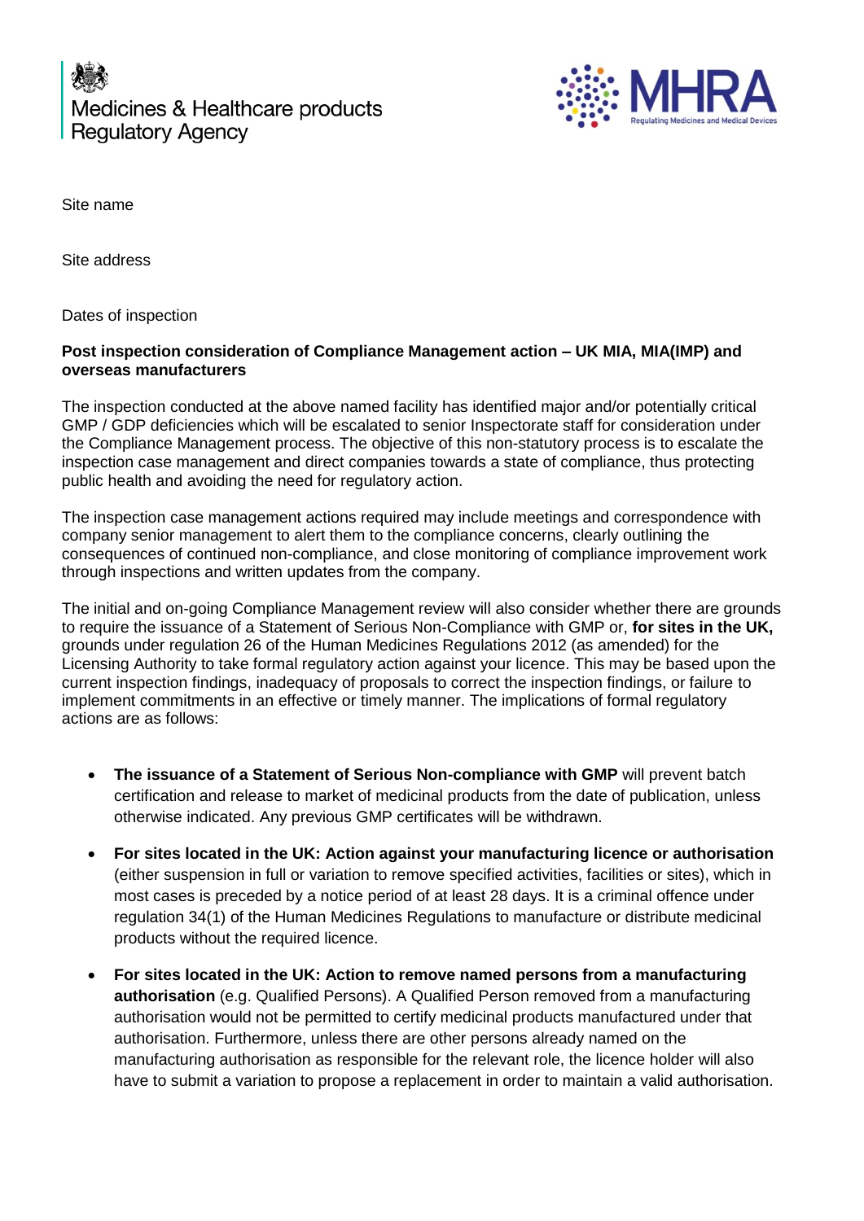Medicines & Healthcare products Regulatory Agency

MHRA

Site name

Site address

Dates of inspection

**Post inspection consideration of Compliance Management action – UK MIA, MIA(IMP) and overseas manufacturers**

The inspection conducted at the above named facility has identified major and/or potentially critical GMP / GDP deficiencies which will be escalated to senior Inspectorate staff for consideration under the Compliance Management process. The objective of this non-statutory process is to escalate the inspection case management and direct companies towards a state of compliance, thus protecting public health and avoiding the need for regulatory action.

The inspection case management actions required may include meetings and correspondence with company senior management to alert them to the compliance concerns, clearly outlining the consequences of continued non-compliance, and close monitoring of compliance improvement work through inspections and written updates from the company.

The initial and on-going Compliance Management review will also consider whether there are grounds to require the issuance of a Statement of Serious Non-Compliance with GMP or, **for sites in the UK,** grounds under regulation 26 of the Human Medicines Regulations 2012 (as amended) for the Licensing Authority to take formal regulatory action against your licence. This may be based upon the current inspection findings, inadequacy of proposals to correct the inspection findings, or failure to implement commitments in an effective or timely manner. The implications of formal regulatory actions are as follows:

- **The issuance of a Statement of Serious Non-compliance with GMP** will prevent batch certification and release to market of medicinal products from the date of publication, unless otherwise indicated. Any previous GMP certificates will be withdrawn.
- **For sites located in the UK: Action against your manufacturing licence or authorisation** (either suspension in full or variation to remove specified activities, facilities or sites), which in most cases is preceded by a notice period of at least 28 days. It is a criminal offence under regulation 34(1) of the Human Medicines Regulations to manufacture or distribute medicinal products without the required licence.
- **For sites located in the UK: Action to remove named persons from a manufacturing authorisation** (e.g. Qualified Persons). A Qualified Person removed from a manufacturing authorisation would not be permitted to certify medicinal products manufactured under that authorisation. Furthermore, unless there are other persons already named on the manufacturing authorisation as responsible for the relevant role, the licence holder will also have to submit a variation to propose a replacement in order to maintain a valid authorisation.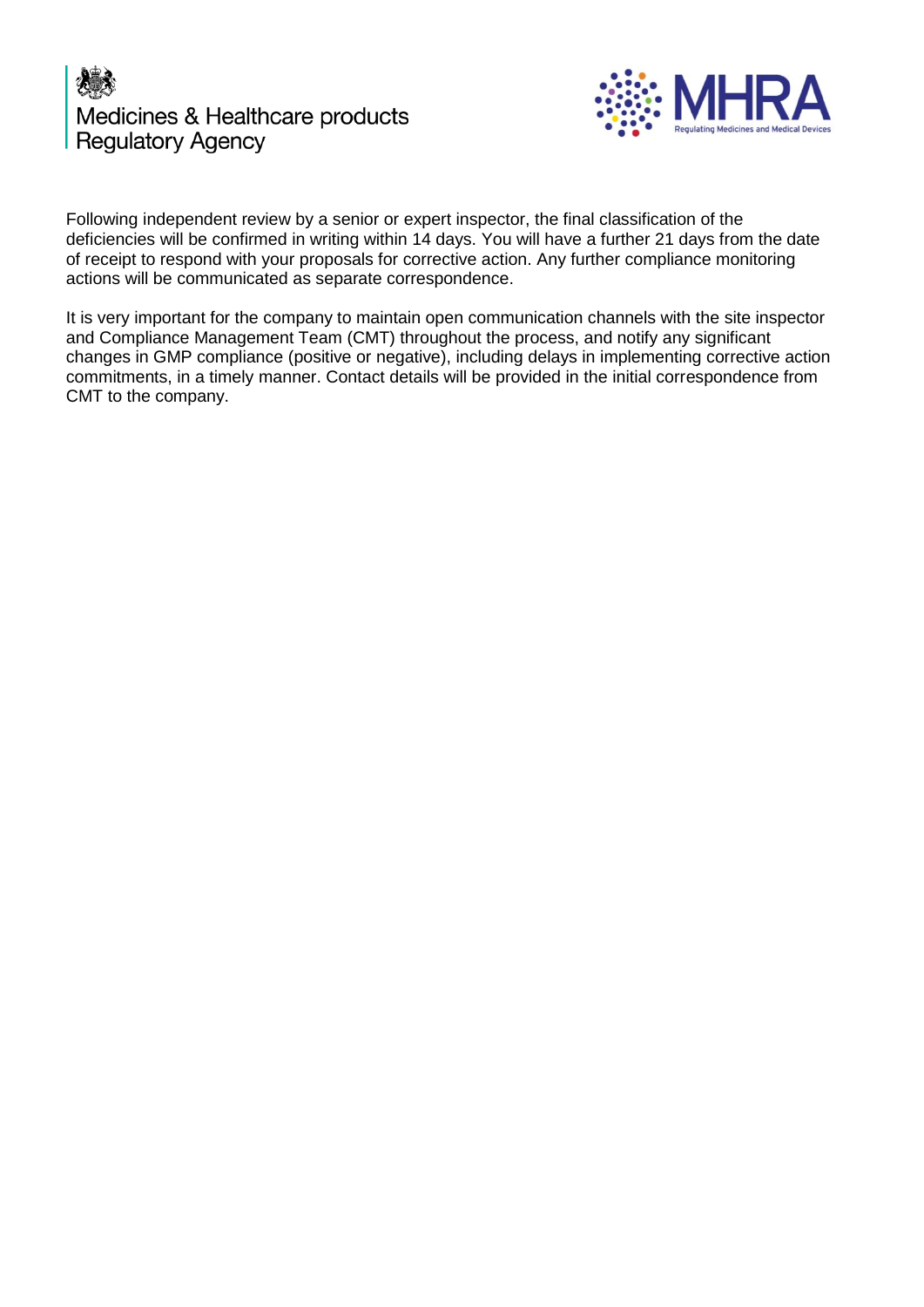Following independent review by a senior or expert inspector, the final classification of the deficiencies will be confirmed in writing within 14 days. You will have a further 21 days from the date of receipt to respond with your proposals for corrective action. Any further compliance monitoring actions will be communicated as separate correspondence.

It is very important for the company to maintain open communication channels with the site inspector and Compliance Management Team (CMT) throughout the process, and notify any significant changes in GMP compliance (positive or negative), including delays in implementing corrective action commitments, in a timely manner. Contact details will be provided in the initial correspondence from CMT to the company.